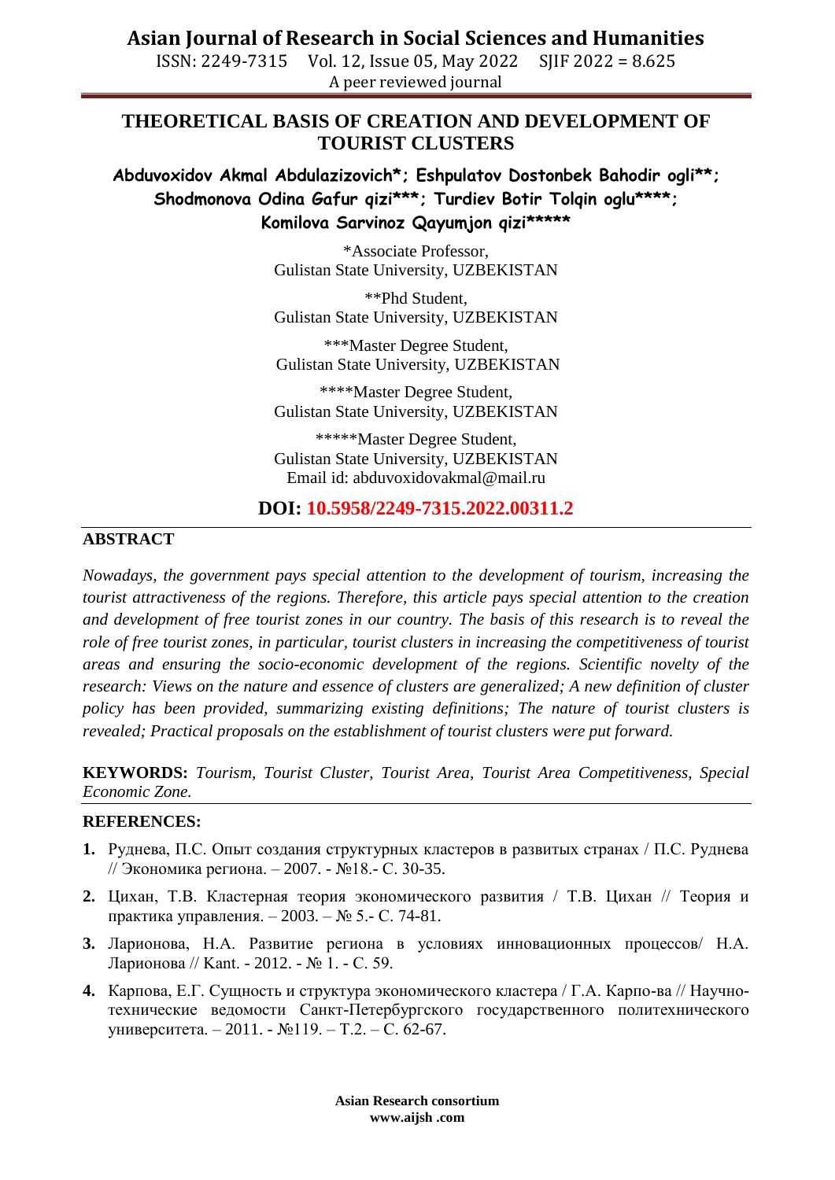# THEORETICAL BASIS OF CREATION AND DEVELOPMENT OF TOURIST CLUSTERS

**Abduvoxidov Akmal Abdulazizovich*; Eshpulatov Dostonbek Bahodir ogli**; Shodmonova Odina Gafur qizi***; Turdiev Botir Tolqin oglu****; Komilova Sarvinoz Qayumjon qizi*****

*Associate Professor,
Gulistan State University, UZBEKISTAN

**Phd Student,
Gulistan State University, UZBEKISTAN

***Master Degree Student,
Gulistan State University, UZBEKISTAN

****Master Degree Student,
Gulistan State University, UZBEKISTAN

*****Master Degree Student,
Gulistan State University, UZBEKISTAN
Email id: abduvoxidovakmal@mail.ru

**DOI: 10.5958/2249-7315.2022.00311.2**

## ABSTRACT

*Nowadays, the government pays special attention to the development of tourism, increasing the tourist attractiveness of the regions. Therefore, this article pays special attention to the creation and development of free tourist zones in our country. The basis of this research is to reveal the role of free tourist zones, in particular, tourist clusters in increasing the competitiveness of tourist areas and ensuring the socio-economic development of the regions. Scientific novelty of the research: Views on the nature and essence of clusters are generalized; A new definition of cluster policy has been provided, summarizing existing definitions; The nature of tourist clusters is revealed; Practical proposals on the establishment of tourist clusters were put forward.*

**KEYWORDS:** *Tourism, Tourist Cluster, Tourist Area, Tourist Area Competitiveness, Special Economic Zone.*

## REFERENCES:

1. Руднева, П.С. Опыт создания структурных кластеров в развитых странах / П.С. Руднева // Экономика региона. – 2007. - №18.- С. 30-35.
2. Цихан, Т.В. Кластерная теория экономического развития / Т.В. Цихан // Теория и практика управления. – 2003. – № 5.- С. 74-81.
3. Ларионова, Н.А. Развитие региона в условиях инновационных процессов/ Н.А. Ларионова // Kant. - 2012. - № 1. - С. 59.
4. Карпова, Е.Г. Сущность и структура экономического кластера / Г.А. Карпо-ва // Научно-технические ведомости Санкт-Петербургского государственного политехнического университета. – 2011. - №119. – Т.2. – С. 62-67.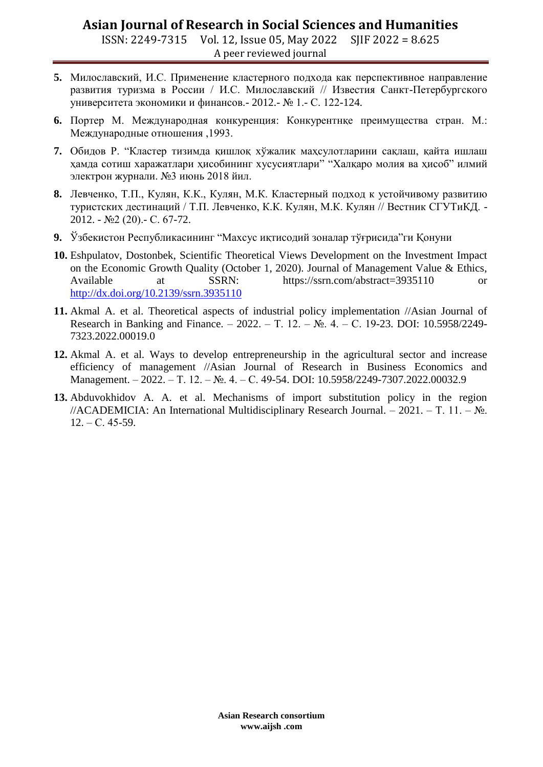5. Милославский, И.С. Применение кластерного подхода как перспективное направление развития туризма в России / И.С. Милославский // Известия Санкт-Петербургского университета экономики и финансов.- 2012.- № 1.- С. 122-124.

6. Портер М. Международная конкуренция: Конкурентнқе преимущества стран. М.: Международные отношения ,1993.

7. Обидов Р. "Кластер тизимда қишлоқ хўжалик маҳсулотларини сақлаш, қайта ишлаш ҳамда сотиш харажатлари ҳисобининг хусусиятлари" "Халқаро молия ва ҳисоб" илмий электрон журнали. №3 июнь 2018 йил.

8. Левченко, Т.П., Кулян, К.К., Кулян, М.К. Кластерный подход к устойчивому развитию туристских дестинаций / Т.П. Левченко, К.К. Кулян, М.К. Кулян // Вестник СГУТиКД. - 2012. - №2 (20).- С. 67-72.

9. Ўзбекистон Республикасининг "Махсус иқтисодий зоналар тўғрисида"ги Қонуни

10. Eshpulatov, Dostonbek, Scientific Theoretical Views Development on the Investment Impact on the Economic Growth Quality (October 1, 2020). Journal of Management Value & Ethics, Available at SSRN: https://ssrn.com/abstract=3935110 or http://dx.doi.org/10.2139/ssrn.3935110

11. Akmal A. et al. Theoretical aspects of industrial policy implementation //Asian Journal of Research in Banking and Finance. – 2022. – Т. 12. – №. 4. – С. 19-23. DOI: 10.5958/2249-7323.2022.00019.0

12. Akmal A. et al. Ways to develop entrepreneurship in the agricultural sector and increase efficiency of management //Asian Journal of Research in Business Economics and Management. – 2022. – Т. 12. – №. 4. – С. 49-54. DOI: 10.5958/2249-7307.2022.00032.9

13. Abduvokhidov A. A. et al. Mechanisms of import substitution policy in the region //ACADEMICIA: An International Multidisciplinary Research Journal. – 2021. – Т. 11. – №. 12. – С. 45-59.